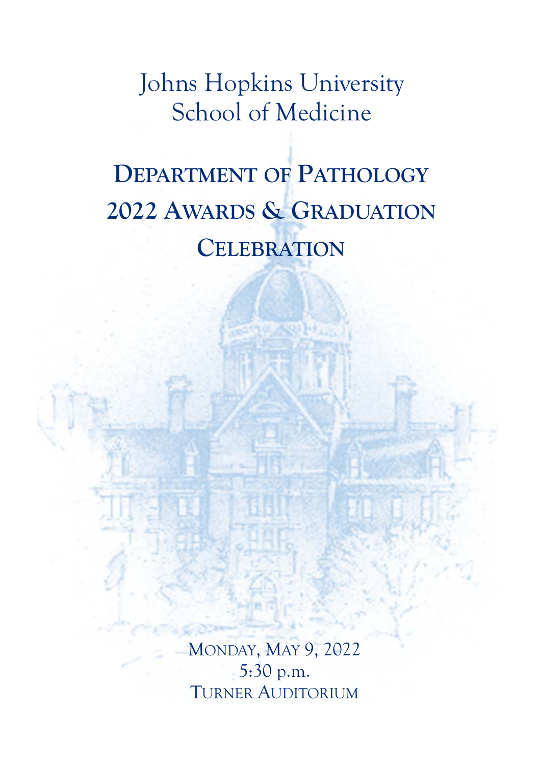# Johns Hopkins University School of Medicine

## Department of Pathology 2022 Awards & Graduation Celebration

Monday, May 9, 2022
5:30 p.m.
Turner Auditorium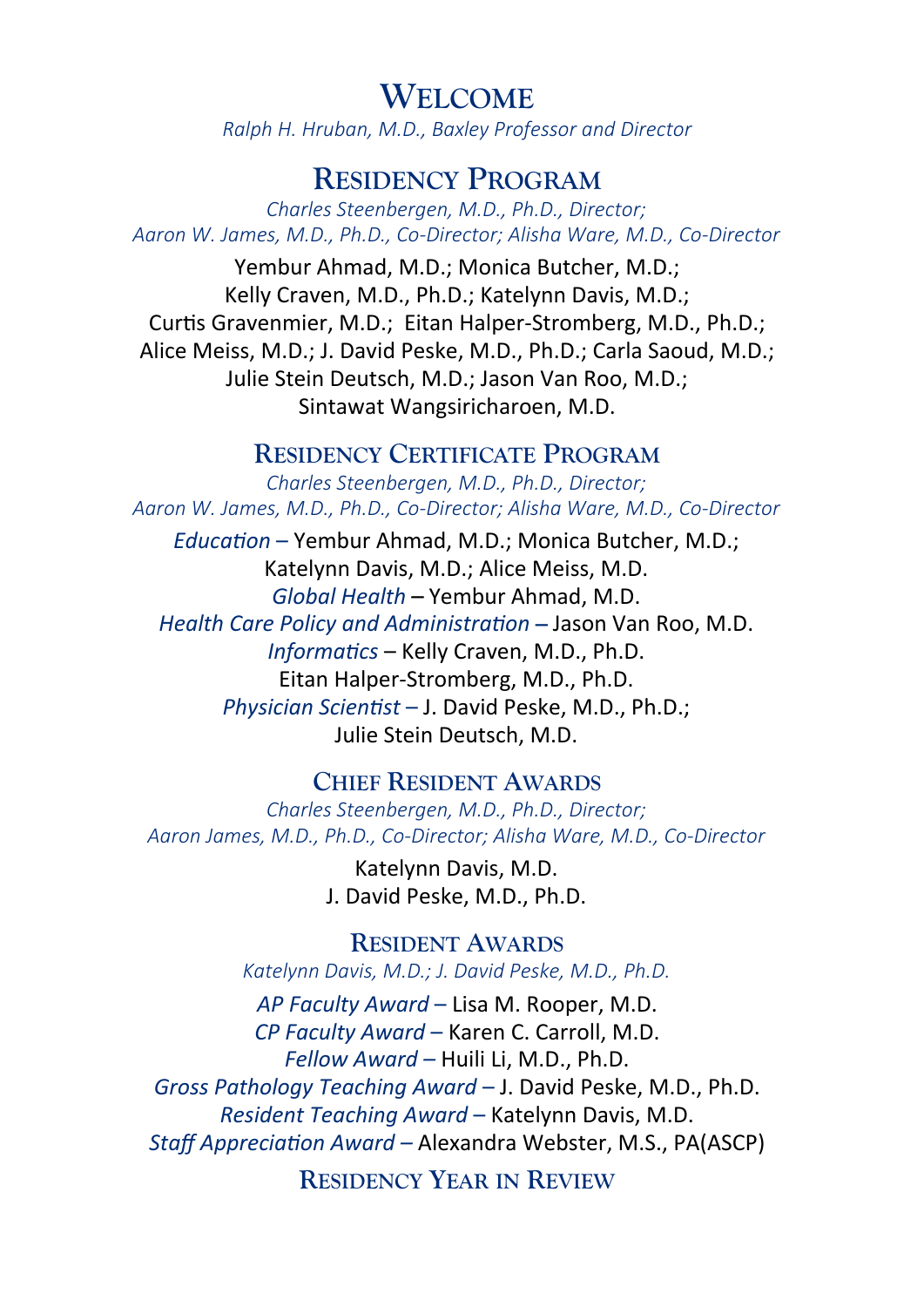## Welcome

*Ralph H. Hruban, M.D., Baxley Professor and Director*

## Residency Program

*Charles Steenbergen, M.D., Ph.D., Director;*
*Aaron W. James, M.D., Ph.D., Co-Director; Alisha Ware, M.D., Co-Director*

Yembur Ahmad, M.D.; Monica Butcher, M.D.;
Kelly Craven, M.D., Ph.D.; Katelynn Davis, M.D.;
Curtis Gravenmier, M.D.; Eitan Halper-Stromberg, M.D., Ph.D.;
Alice Meiss, M.D.; J. David Peske, M.D., Ph.D.; Carla Saoud, M.D.;
Julie Stein Deutsch, M.D.; Jason Van Roo, M.D.;
Sintawat Wangsiricharoen, M.D.

## Residency Certificate Program

*Charles Steenbergen, M.D., Ph.D., Director;*
*Aaron W. James, M.D., Ph.D., Co-Director; Alisha Ware, M.D., Co-Director*

*Education* – Yembur Ahmad, M.D.; Monica Butcher, M.D.;
Katelynn Davis, M.D.; Alice Meiss, M.D.
*Global Health* – Yembur Ahmad, M.D.
*Health Care Policy and Administration* – Jason Van Roo, M.D.
*Informatics* – Kelly Craven, M.D., Ph.D.
Eitan Halper-Stromberg, M.D., Ph.D.
*Physician Scientist* – J. David Peske, M.D., Ph.D.;
Julie Stein Deutsch, M.D.

## Chief Resident Awards

*Charles Steenbergen, M.D., Ph.D., Director;*
*Aaron James, M.D., Ph.D., Co-Director; Alisha Ware, M.D., Co-Director*

Katelynn Davis, M.D.
J. David Peske, M.D., Ph.D.

## Resident Awards

*Katelynn Davis, M.D.; J. David Peske, M.D., Ph.D.*

*AP Faculty Award* – Lisa M. Rooper, M.D.
*CP Faculty Award* – Karen C. Carroll, M.D.
*Fellow Award* – Huili Li, M.D., Ph.D.
*Gross Pathology Teaching Award* – J. David Peske, M.D., Ph.D.
*Resident Teaching Award* – Katelynn Davis, M.D.
*Staff Appreciation Award* – Alexandra Webster, M.S., PA(ASCP)

## Residency Year in Review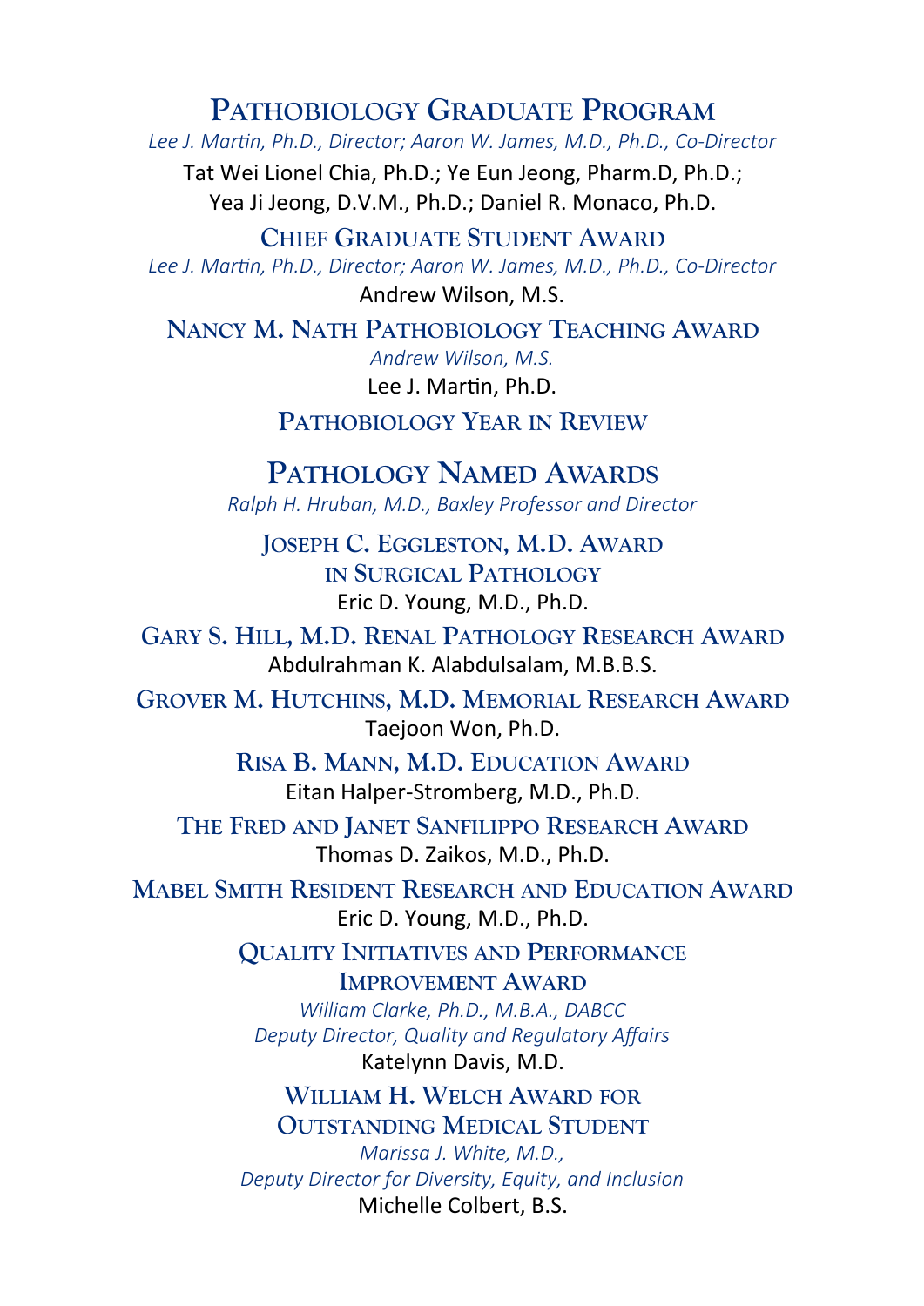## Pathobiology Graduate Program

*Lee J. Martin, Ph.D., Director; Aaron W. James, M.D., Ph.D., Co-Director*

Tat Wei Lionel Chia, Ph.D.; Ye Eun Jeong, Pharm.D, Ph.D.;
Yea Ji Jeong, D.V.M., Ph.D.; Daniel R. Monaco, Ph.D.

### Chief Graduate Student Award

*Lee J. Martin, Ph.D., Director; Aaron W. James, M.D., Ph.D., Co-Director*

Andrew Wilson, M.S.

### Nancy M. Nath Pathobiology Teaching Award

*Andrew Wilson, M.S.*

Lee J. Martin, Ph.D.

### Pathobiology Year in Review

## Pathology Named Awards

*Ralph H. Hruban, M.D., Baxley Professor and Director*

### Joseph C. Eggleston, M.D. Award in Surgical Pathology

Eric D. Young, M.D., Ph.D.

### Gary S. Hill, M.D. Renal Pathology Research Award

Abdulrahman K. Alabdulsalam, M.B.B.S.

### Grover M. Hutchins, M.D. Memorial Research Award

Taejoon Won, Ph.D.

### Risa B. Mann, M.D. Education Award

Eitan Halper-Stromberg, M.D., Ph.D.

### The Fred and Janet Sanfilippo Research Award

Thomas D. Zaikos, M.D., Ph.D.

### Mabel Smith Resident Research and Education Award

Eric D. Young, M.D., Ph.D.

### Quality Initiatives and Performance Improvement Award

*William Clarke, Ph.D., M.B.A., DABCC*
*Deputy Director, Quality and Regulatory Affairs*

Katelynn Davis, M.D.

### William H. Welch Award for Outstanding Medical Student

*Marissa J. White, M.D.,*
*Deputy Director for Diversity, Equity, and Inclusion*

Michelle Colbert, B.S.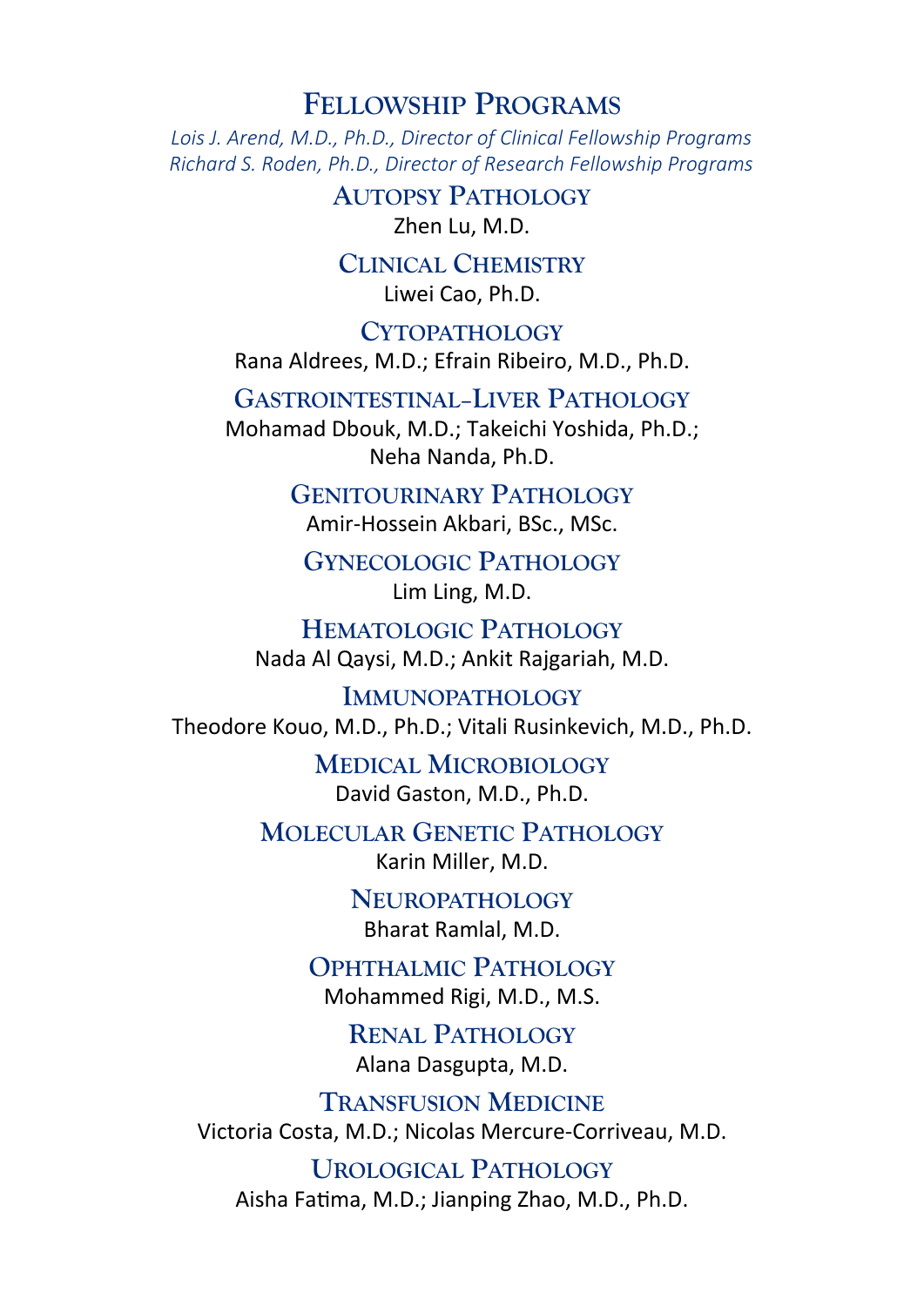# Fellowship Programs

*Lois J. Arend, M.D., Ph.D., Director of Clinical Fellowship Programs*
*Richard S. Roden, Ph.D., Director of Research Fellowship Programs*

## Autopsy Pathology

Zhen Lu, M.D.

## Clinical Chemistry

Liwei Cao, Ph.D.

## Cytopathology

Rana Aldrees, M.D.; Efrain Ribeiro, M.D., Ph.D.

## Gastrointestinal-Liver Pathology

Mohamad Dbouk, M.D.; Takeichi Yoshida, Ph.D.;
Neha Nanda, Ph.D.

## Genitourinary Pathology

Amir-Hossein Akbari, BSc., MSc.

## Gynecologic Pathology

Lim Ling, M.D.

## Hematologic Pathology

Nada Al Qaysi, M.D.; Ankit Rajgariah, M.D.

## Immunopathology

Theodore Kouo, M.D., Ph.D.; Vitali Rusinkevich, M.D., Ph.D.

## Medical Microbiology

David Gaston, M.D., Ph.D.

## Molecular Genetic Pathology

Karin Miller, M.D.

## Neuropathology

Bharat Ramlal, M.D.

## Ophthalmic Pathology

Mohammed Rigi, M.D., M.S.

## Renal Pathology

Alana Dasgupta, M.D.

## Transfusion Medicine

Victoria Costa, M.D.; Nicolas Mercure-Corriveau, M.D.

## Urological Pathology

Aisha Fatima, M.D.; Jianping Zhao, M.D., Ph.D.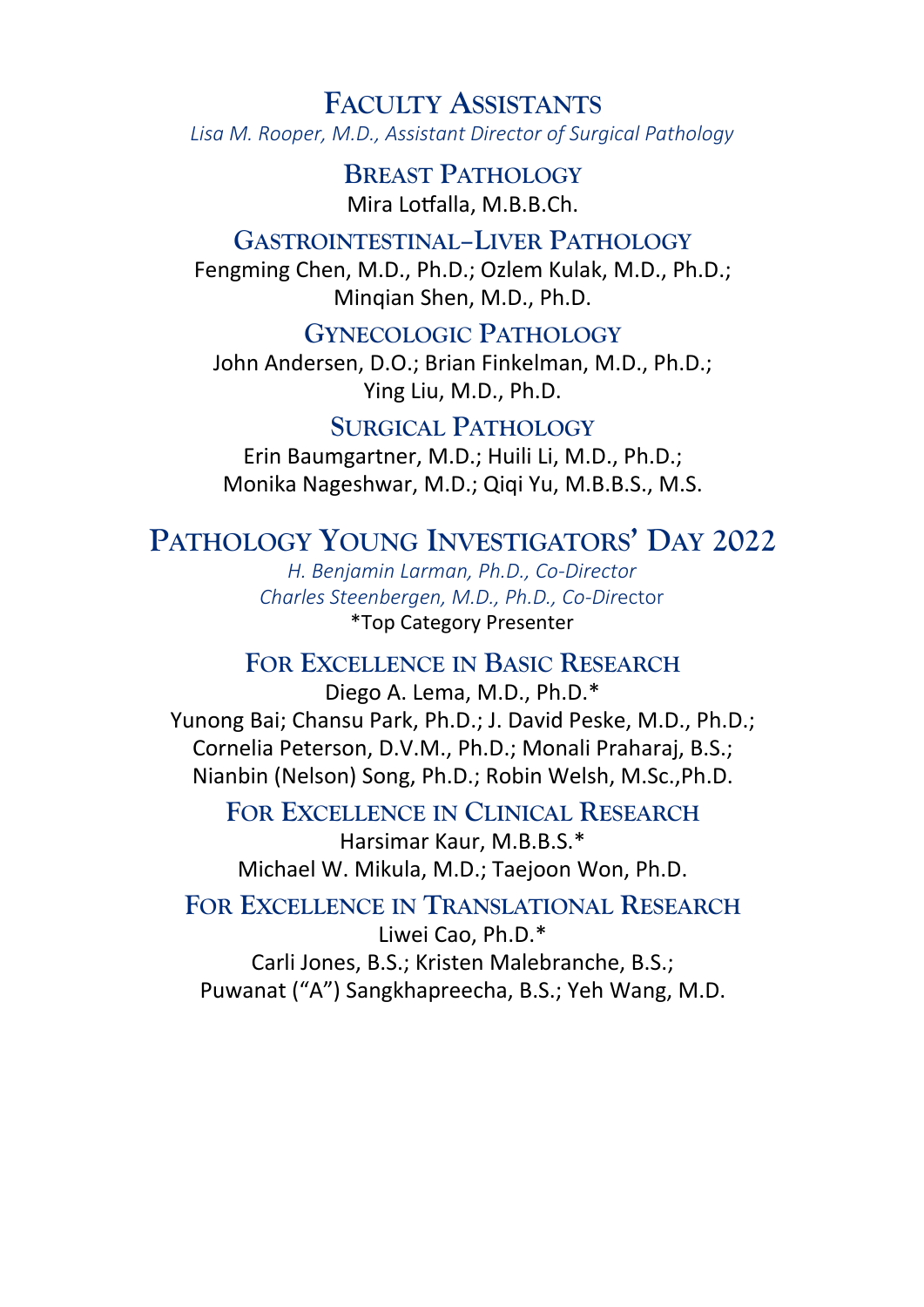## Faculty Assistants

*Lisa M. Rooper, M.D., Assistant Director of Surgical Pathology*

### Breast Pathology

Mira Lotfalla, M.B.B.Ch.

### Gastrointestinal–Liver Pathology

Fengming Chen, M.D., Ph.D.; Ozlem Kulak, M.D., Ph.D.;
Minqian Shen, M.D., Ph.D.

### Gynecologic Pathology

John Andersen, D.O.; Brian Finkelman, M.D., Ph.D.;
Ying Liu, M.D., Ph.D.

### Surgical Pathology

Erin Baumgartner, M.D.; Huili Li, M.D., Ph.D.;
Monika Nageshwar, M.D.; Qiqi Yu, M.B.B.S., M.S.

## Pathology Young Investigators' Day 2022

*H. Benjamin Larman, Ph.D., Co-Director*
*Charles Steenbergen, M.D., Ph.D., Co-Director*

*Top Category Presenter

### For Excellence in Basic Research

Diego A. Lema, M.D., Ph.D.*
Yunong Bai; Chansu Park, Ph.D.; J. David Peske, M.D., Ph.D.;
Cornelia Peterson, D.V.M., Ph.D.; Monali Praharaj, B.S.;
Nianbin (Nelson) Song, Ph.D.; Robin Welsh, M.Sc.,Ph.D.

### For Excellence in Clinical Research

Harsimar Kaur, M.B.B.S.*
Michael W. Mikula, M.D.; Taejoon Won, Ph.D.

### For Excellence in Translational Research

Liwei Cao, Ph.D.*
Carli Jones, B.S.; Kristen Malebranche, B.S.;
Puwanat ("A") Sangkhapreecha, B.S.; Yeh Wang, M.D.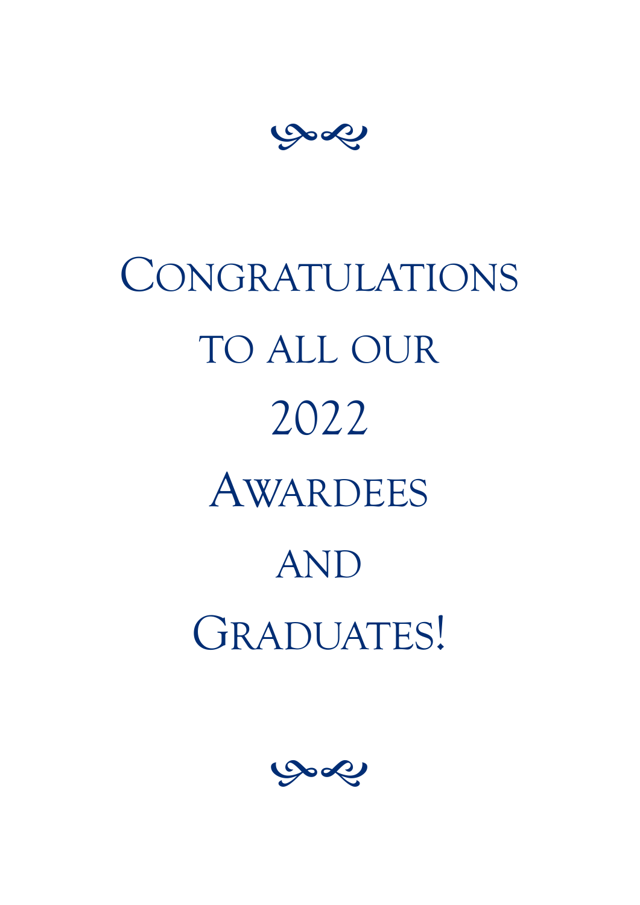Congratulations

to all our

2022

Awardees

and

Graduates!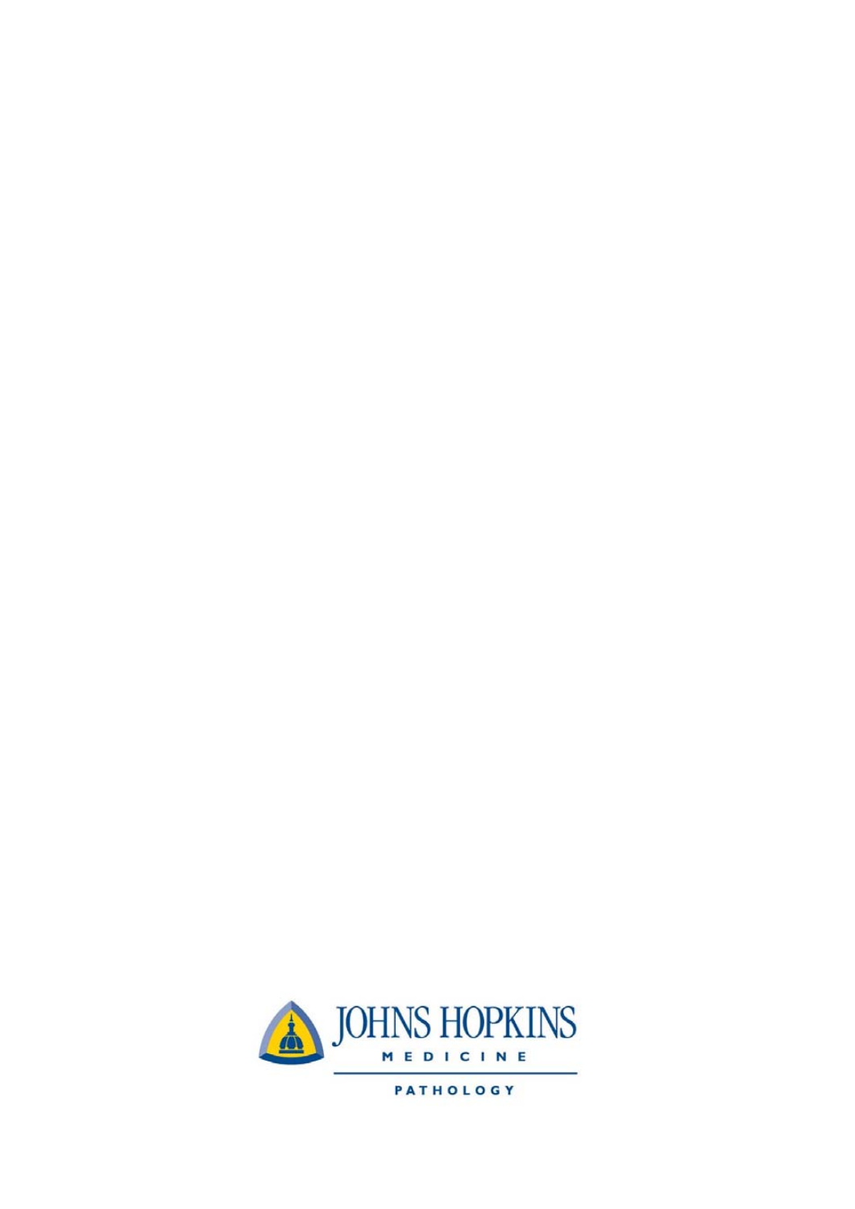JOHNS HOPKINS

MEDICINE

PATHOLOGY